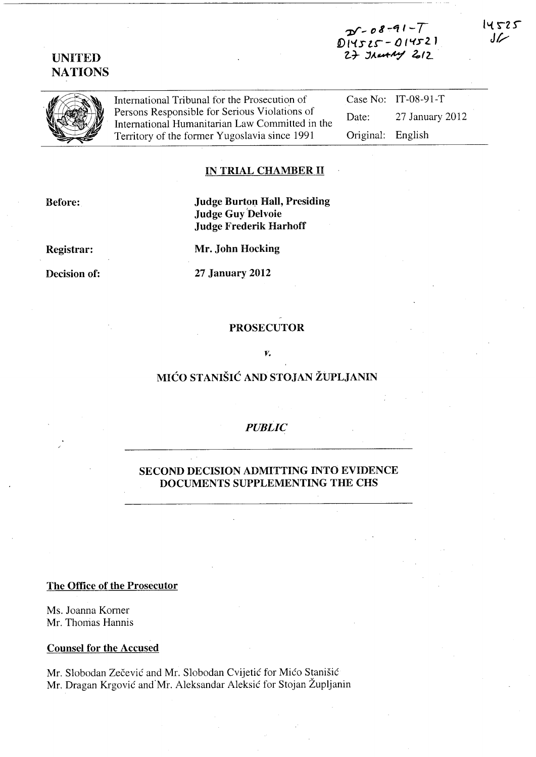IT-08-91-T
D14525 - D14521
27 January 2012

14525
JK

UNITED NATIONS

International Tribunal for the Prosecution of Persons Responsible for Serious Violations of International Humanitarian Law Committed in the Territory of the former Yugoslavia since 1991

| | |
|---|---|
| Case No: | IT-08-91-T |
| Date: | 27 January 2012 |
| Original: | English |

**IN TRIAL CHAMBER II**

| | |
|---|---|
| **Before:** | **Judge Burton Hall, Presiding** |
| | **Judge Guy Delvoie** |
| | **Judge Frederik Harhoff** |
| **Registrar:** | **Mr. John Hocking** |
| **Decision of:** | **27 January 2012** |

**PROSECUTOR**

*v.*

**MIĆO STANIŠIĆ AND STOJAN ŽUPLJANIN**

*PUBLIC*

**SECOND DECISION ADMITTING INTO EVIDENCE DOCUMENTS SUPPLEMENTING THE CHS**

**The Office of the Prosecutor**

Ms. Joanna Korner
Mr. Thomas Hannis

**Counsel for the Accused**

Mr. Slobodan Zečević and Mr. Slobodan Cvijetić for Mićo Stanišić
Mr. Dragan Krgović and Mr. Aleksandar Aleksić for Stojan Župljanin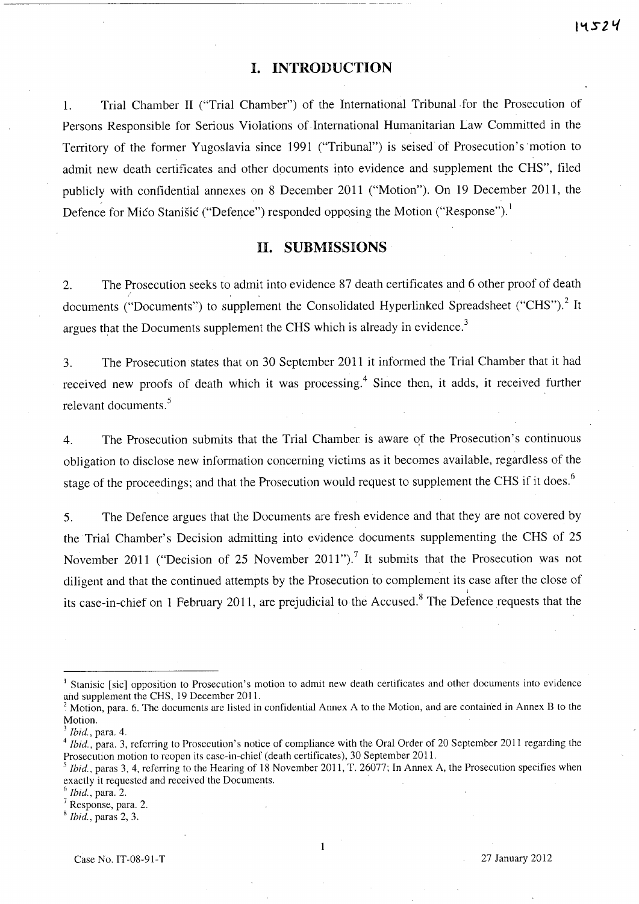# I. INTRODUCTION

1. Trial Chamber II ("Trial Chamber") of the International Tribunal for the Prosecution of Persons Responsible for Serious Violations of International Humanitarian Law Committed in the Territory of the former Yugoslavia since 1991 ("Tribunal") is seised of Prosecution's motion to admit new death certificates and other documents into evidence and supplement the CHS", filed publicly with confidential annexes on 8 December 2011 ("Motion"). On 19 December 2011, the Defence for Mićo Stanišić ("Defence") responded opposing the Motion ("Response").[1]

# II. SUBMISSIONS

2. The Prosecution seeks to admit into evidence 87 death certificates and 6 other proof of death documents ("Documents") to supplement the Consolidated Hyperlinked Spreadsheet ("CHS").[2] It argues that the Documents supplement the CHS which is already in evidence.[3]

3. The Prosecution states that on 30 September 2011 it informed the Trial Chamber that it had received new proofs of death which it was processing.[4] Since then, it adds, it received further relevant documents.[5]

4. The Prosecution submits that the Trial Chamber is aware of the Prosecution's continuous obligation to disclose new information concerning victims as it becomes available, regardless of the stage of the proceedings; and that the Prosecution would request to supplement the CHS if it does.[6]

5. The Defence argues that the Documents are fresh evidence and that they are not covered by the Trial Chamber's Decision admitting into evidence documents supplementing the CHS of 25 November 2011 ("Decision of 25 November 2011").[7] It submits that the Prosecution was not diligent and that the continued attempts by the Prosecution to complement its case after the close of its case-in-chief on 1 February 2011, are prejudicial to the Accused.[8] The Defence requests that the

---

[1] Stanisic [sic] opposition to Prosecution's motion to admit new death certificates and other documents into evidence and supplement the CHS, 19 December 2011.

[2] Motion, para. 6. The documents are listed in confidential Annex A to the Motion, and are contained in Annex B to the Motion.

[3] *Ibid.*, para. 4.

[4] *Ibid.*, para. 3, referring to Prosecution's notice of compliance with the Oral Order of 20 September 2011 regarding the Prosecution motion to reopen its case-in-chief (death certificates), 30 September 2011.

[5] *Ibid.*, paras 3, 4, referring to the Hearing of 18 November 2011, T. 26077; In Annex A, the Prosecution specifies when exactly it requested and received the Documents.

[6] *Ibid.*, para. 2.

[7] Response, para. 2.

[8] *Ibid.*, paras 2, 3.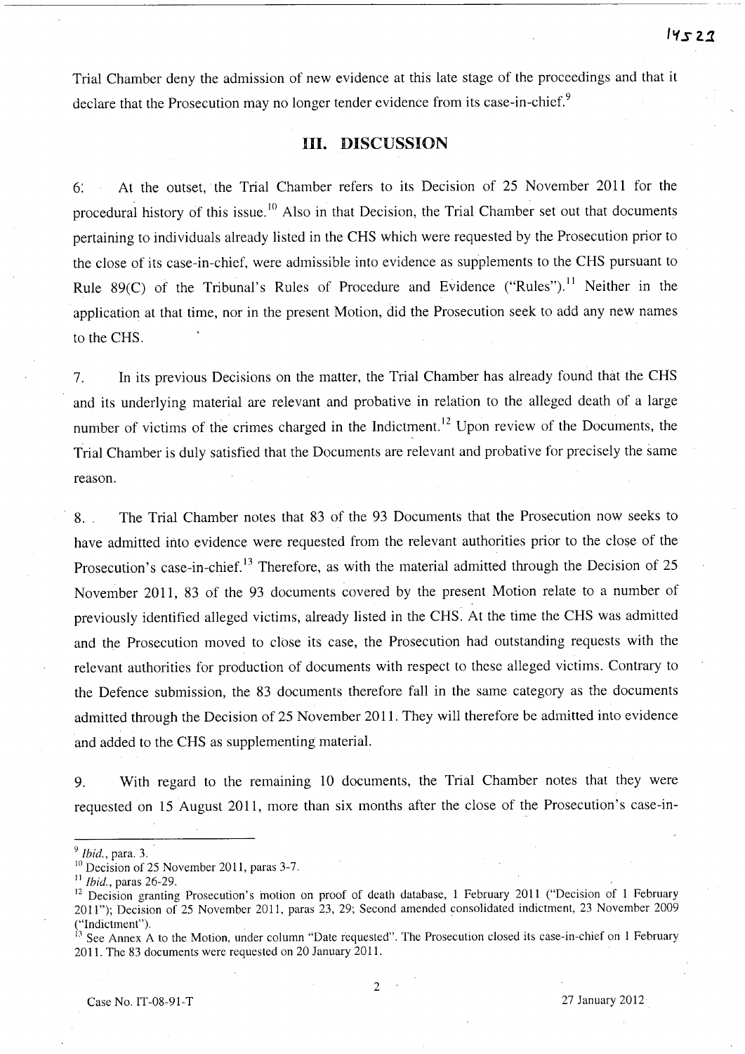Trial Chamber deny the admission of new evidence at this late stage of the proceedings and that it declare that the Prosecution may no longer tender evidence from its case-in-chief.[9]

## III. DISCUSSION

6. At the outset, the Trial Chamber refers to its Decision of 25 November 2011 for the procedural history of this issue.[10] Also in that Decision, the Trial Chamber set out that documents pertaining to individuals already listed in the CHS which were requested by the Prosecution prior to the close of its case-in-chief, were admissible into evidence as supplements to the CHS pursuant to Rule 89(C) of the Tribunal's Rules of Procedure and Evidence ("Rules").[11] Neither in the application at that time, nor in the present Motion, did the Prosecution seek to add any new names to the CHS.

7. In its previous Decisions on the matter, the Trial Chamber has already found that the CHS and its underlying material are relevant and probative in relation to the alleged death of a large number of victims of the crimes charged in the Indictment.[12] Upon review of the Documents, the Trial Chamber is duly satisfied that the Documents are relevant and probative for precisely the same reason.

8. The Trial Chamber notes that 83 of the 93 Documents that the Prosecution now seeks to have admitted into evidence were requested from the relevant authorities prior to the close of the Prosecution's case-in-chief.[13] Therefore, as with the material admitted through the Decision of 25 November 2011, 83 of the 93 documents covered by the present Motion relate to a number of previously identified alleged victims, already listed in the CHS. At the time the CHS was admitted and the Prosecution moved to close its case, the Prosecution had outstanding requests with the relevant authorities for production of documents with respect to these alleged victims. Contrary to the Defence submission, the 83 documents therefore fall in the same category as the documents admitted through the Decision of 25 November 2011. They will therefore be admitted into evidence and added to the CHS as supplementing material.

9. With regard to the remaining 10 documents, the Trial Chamber notes that they were requested on 15 August 2011, more than six months after the close of the Prosecution's case-in-

---

[9] *Ibid.*, para. 3.

[10] Decision of 25 November 2011, paras 3-7.

[11] *Ibid.*, paras 26-29.

[12] Decision granting Prosecution's motion on proof of death database, 1 February 2011 ("Decision of 1 February 2011"); Decision of 25 November 2011, paras 23, 29; Second amended consolidated indictment, 23 November 2009 ("Indictment").

[13] See Annex A to the Motion, under column "Date requested". The Prosecution closed its case-in-chief on 1 February 2011. The 83 documents were requested on 20 January 2011.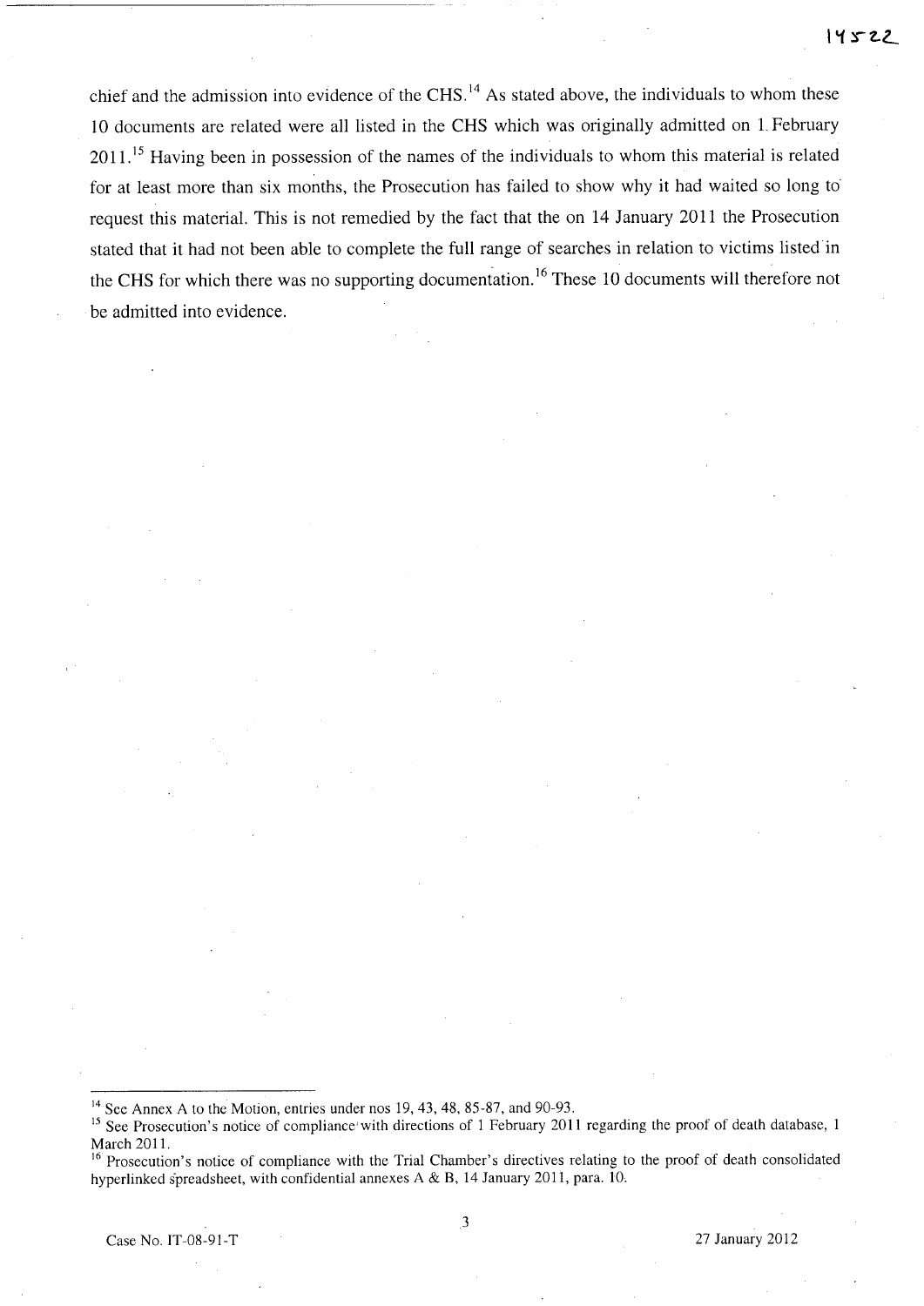chief and the admission into evidence of the CHS.[14] As stated above, the individuals to whom these 10 documents are related were all listed in the CHS which was originally admitted on 1 February 2011.[15] Having been in possession of the names of the individuals to whom this material is related for at least more than six months, the Prosecution has failed to show why it had waited so long to request this material. This is not remedied by the fact that the on 14 January 2011 the Prosecution stated that it had not been able to complete the full range of searches in relation to victims listed in the CHS for which there was no supporting documentation.[16] These 10 documents will therefore not be admitted into evidence.

---

[14] See Annex A to the Motion, entries under nos 19, 43, 48, 85-87, and 90-93.

[15] See Prosecution's notice of compliance with directions of 1 February 2011 regarding the proof of death database, 1 March 2011.

[16] Prosecution's notice of compliance with the Trial Chamber's directives relating to the proof of death consolidated hyperlinked spreadsheet, with confidential annexes A & B, 14 January 2011, para. 10.

Case No. IT-08-91-T 27 January 2012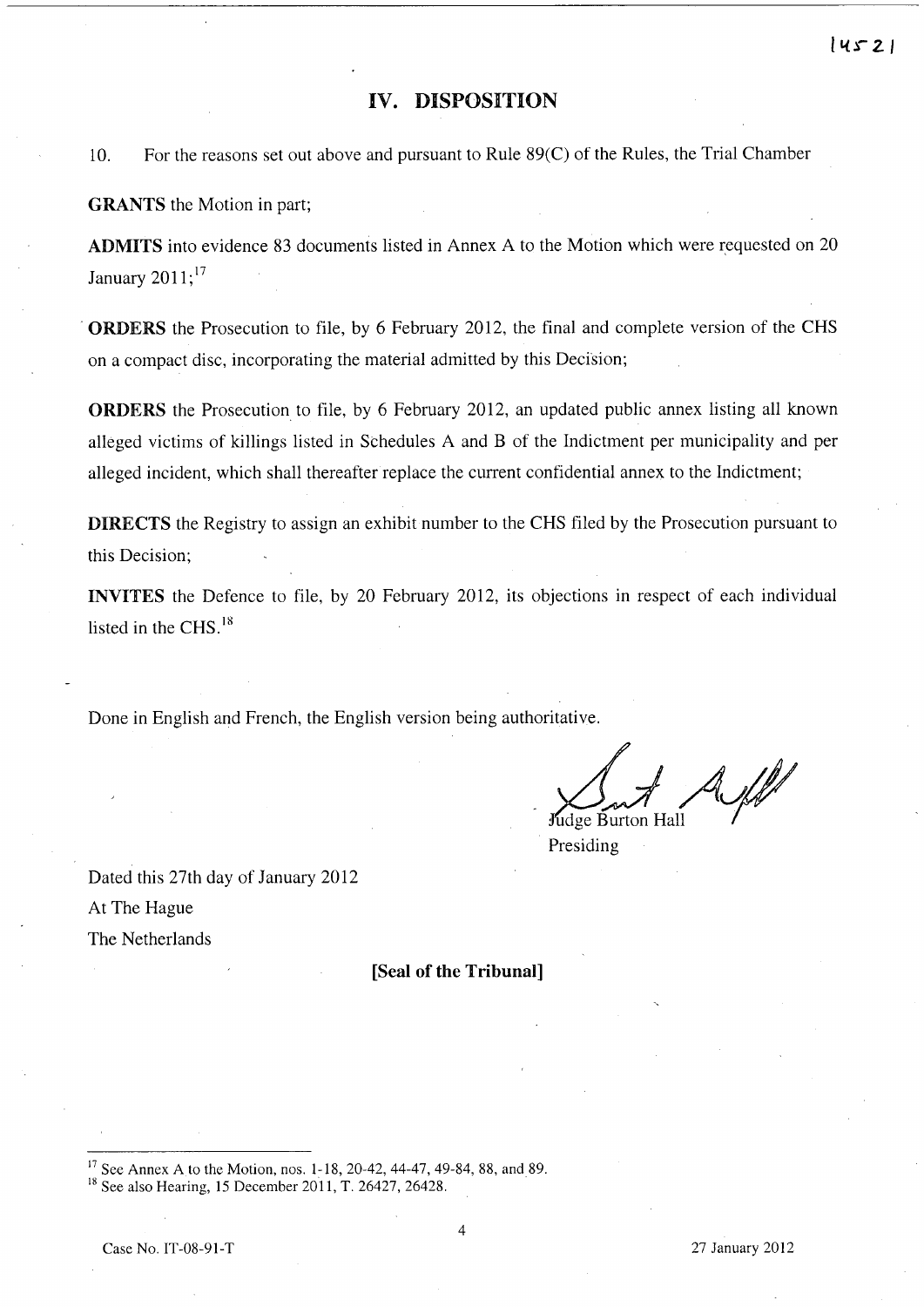## IV. DISPOSITION

10. For the reasons set out above and pursuant to Rule 89(C) of the Rules, the Trial Chamber

**GRANTS** the Motion in part;

**ADMITS** into evidence 83 documents listed in Annex A to the Motion which were requested on 20 January 2011;[17]

**ORDERS** the Prosecution to file, by 6 February 2012, the final and complete version of the CHS on a compact disc, incorporating the material admitted by this Decision;

**ORDERS** the Prosecution to file, by 6 February 2012, an updated public annex listing all known alleged victims of killings listed in Schedules A and B of the Indictment per municipality and per alleged incident, which shall thereafter replace the current confidential annex to the Indictment;

**DIRECTS** the Registry to assign an exhibit number to the CHS filed by the Prosecution pursuant to this Decision;

**INVITES** the Defence to file, by 20 February 2012, its objections in respect of each individual listed in the CHS.[18]

Done in English and French, the English version being authoritative.

Judge Burton Hall
Presiding

Dated this 27th day of January 2012
At The Hague
The Netherlands

**[Seal of the Tribunal]**

---

[17] See Annex A to the Motion, nos. 1-18, 20-42, 44-47, 49-84, 88, and 89.

[18] See also Hearing, 15 December 2011, T. 26427, 26428.